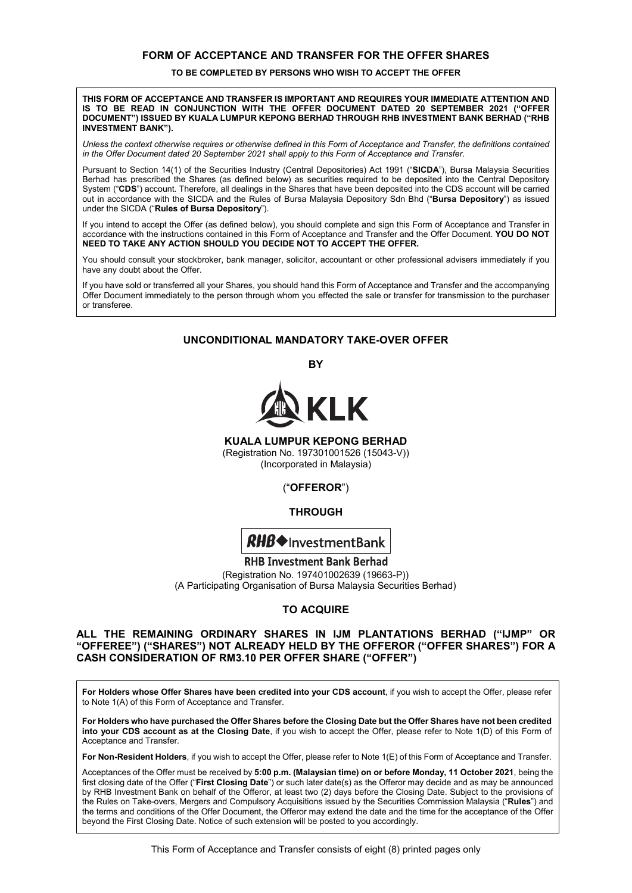# FORM OF ACCEPTANCE AND TRANSFER FOR THE OFFER SHARES

**TO BE COMPLETED BY PERSONS WHO WISH TO ACCEPT THE OFFER**

**THIS FORM OF ACCEPTANCE AND TRANSFER IS IMPORTANT AND REQUIRES YOUR IMMEDIATE ATTENTION AND IS TO BE READ IN CONJUNCTION WITH THE OFFER DOCUMENT DATED 20 SEPTEMBER 2021 ("OFFER DOCUMENT") ISSUED BY KUALA LUMPUR KEPONG BERHAD THROUGH RHB INVESTMENT BANK BERHAD ("RHB INVESTMENT BANK").**

*Unless the context otherwise requires or otherwise defined in this Form of Acceptance and Transfer, the definitions contained in the Offer Document dated 20 September 2021 shall apply to this Form of Acceptance and Transfer.*

Pursuant to Section 14(1) of the Securities Industry (Central Depositories) Act 1991 ("**SICDA**"), Bursa Malaysia Securities Berhad has prescribed the Shares (as defined below) as securities required to be deposited into the Central Depository System ("**CDS**") account. Therefore, all dealings in the Shares that have been deposited into the CDS account will be carried out in accordance with the SICDA and the Rules of Bursa Malaysia Depository Sdn Bhd ("**Bursa Depository**") as issued under the SICDA ("**Rules of Bursa Depository**").

If you intend to accept the Offer (as defined below), you should complete and sign this Form of Acceptance and Transfer in accordance with the instructions contained in this Form of Acceptance and Transfer and the Offer Document. **YOU DO NOT NEED TO TAKE ANY ACTION SHOULD YOU DECIDE NOT TO ACCEPT THE OFFER.**

You should consult your stockbroker, bank manager, solicitor, accountant or other professional advisers immediately if you have any doubt about the Offer.

If you have sold or transferred all your Shares, you should hand this Form of Acceptance and Transfer and the accompanying Offer Document immediately to the person through whom you effected the sale or transfer for transmission to the purchaser or transferee.

## UNCONDITIONAL MANDATORY TAKE-OVER OFFER

**BY**

KLK

**KUALA LUMPUR KEPONG BERHAD**
(Registration No. 197301001526 (15043-V))
(Incorporated in Malaysia)

("**OFFEROR**")

**THROUGH**

RHB InvestmentBank

**RHB Investment Bank Berhad**
(Registration No. 197401002639 (19663-P))
(A Participating Organisation of Bursa Malaysia Securities Berhad)

**TO ACQUIRE**

**ALL THE REMAINING ORDINARY SHARES IN IJM PLANTATIONS BERHAD ("IJMP" OR "OFFEREE") ("SHARES") NOT ALREADY HELD BY THE OFFEROR ("OFFER SHARES") FOR A CASH CONSIDERATION OF RM3.10 PER OFFER SHARE ("OFFER")**

**For Holders whose Offer Shares have been credited into your CDS account**, if you wish to accept the Offer, please refer to Note 1(A) of this Form of Acceptance and Transfer.

**For Holders who have purchased the Offer Shares before the Closing Date but the Offer Shares have not been credited into your CDS account as at the Closing Date**, if you wish to accept the Offer, please refer to Note 1(D) of this Form of Acceptance and Transfer.

**For Non-Resident Holders**, if you wish to accept the Offer, please refer to Note 1(E) of this Form of Acceptance and Transfer.

Acceptances of the Offer must be received by **5:00 p.m. (Malaysian time) on or before Monday, 11 October 2021**, being the first closing date of the Offer ("**First Closing Date**") or such later date(s) as the Offeror may decide and as may be announced by RHB Investment Bank on behalf of the Offeror, at least two (2) days before the Closing Date. Subject to the provisions of the Rules on Take-overs, Mergers and Compulsory Acquisitions issued by the Securities Commission Malaysia ("**Rules**") and the terms and conditions of the Offer Document, the Offeror may extend the date and the time for the acceptance of the Offer beyond the First Closing Date. Notice of such extension will be posted to you accordingly.

This Form of Acceptance and Transfer consists of eight (8) printed pages only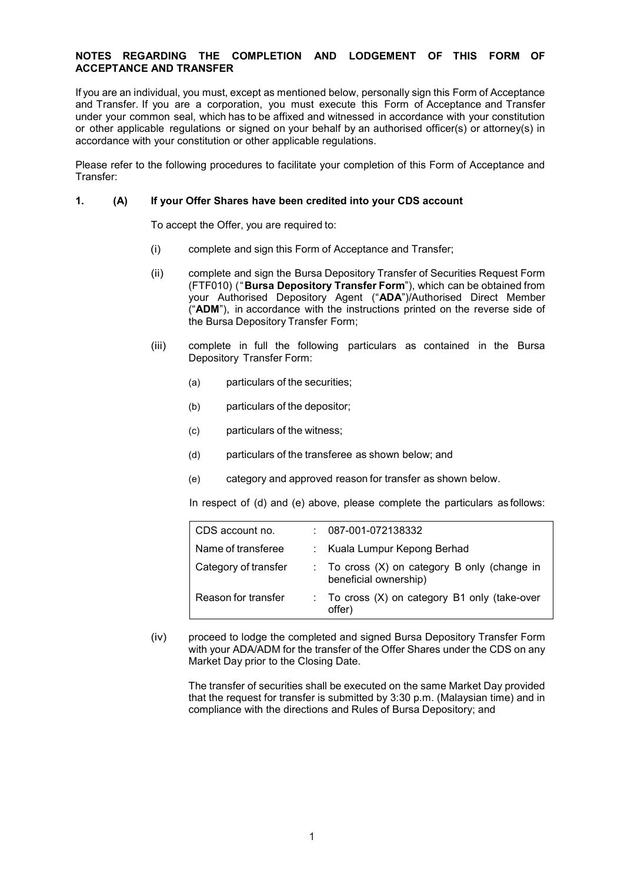## NOTES REGARDING THE COMPLETION AND LODGEMENT OF THIS FORM OF ACCEPTANCE AND TRANSFER

If you are an individual, you must, except as mentioned below, personally sign this Form of Acceptance and Transfer. If you are a corporation, you must execute this Form of Acceptance and Transfer under your common seal, which has to be affixed and witnessed in accordance with your constitution or other applicable regulations or signed on your behalf by an authorised officer(s) or attorney(s) in accordance with your constitution or other applicable regulations.

Please refer to the following procedures to facilitate your completion of this Form of Acceptance and Transfer:

**1. (A) If your Offer Shares have been credited into your CDS account**

To accept the Offer, you are required to:

(i) complete and sign this Form of Acceptance and Transfer;

(ii) complete and sign the Bursa Depository Transfer of Securities Request Form (FTF010) ("**Bursa Depository Transfer Form**"), which can be obtained from your Authorised Depository Agent ("**ADA**")/Authorised Direct Member ("**ADM**"), in accordance with the instructions printed on the reverse side of the Bursa Depository Transfer Form;

(iii) complete in full the following particulars as contained in the Bursa Depository Transfer Form:

(a) particulars of the securities;

(b) particulars of the depositor;

(c) particulars of the witness;

(d) particulars of the transferee as shown below; and

(e) category and approved reason for transfer as shown below.

In respect of (d) and (e) above, please complete the particulars as follows:

| | | |
|---|---|---|
| CDS account no. | : | 087-001-072138332 |
| Name of transferee | : | Kuala Lumpur Kepong Berhad |
| Category of transfer | : | To cross (X) on category B only (change in beneficial ownership) |
| Reason for transfer | : | To cross (X) on category B1 only (take-over offer) |

(iv) proceed to lodge the completed and signed Bursa Depository Transfer Form with your ADA/ADM for the transfer of the Offer Shares under the CDS on any Market Day prior to the Closing Date.

The transfer of securities shall be executed on the same Market Day provided that the request for transfer is submitted by 3:30 p.m. (Malaysian time) and in compliance with the directions and Rules of Bursa Depository; and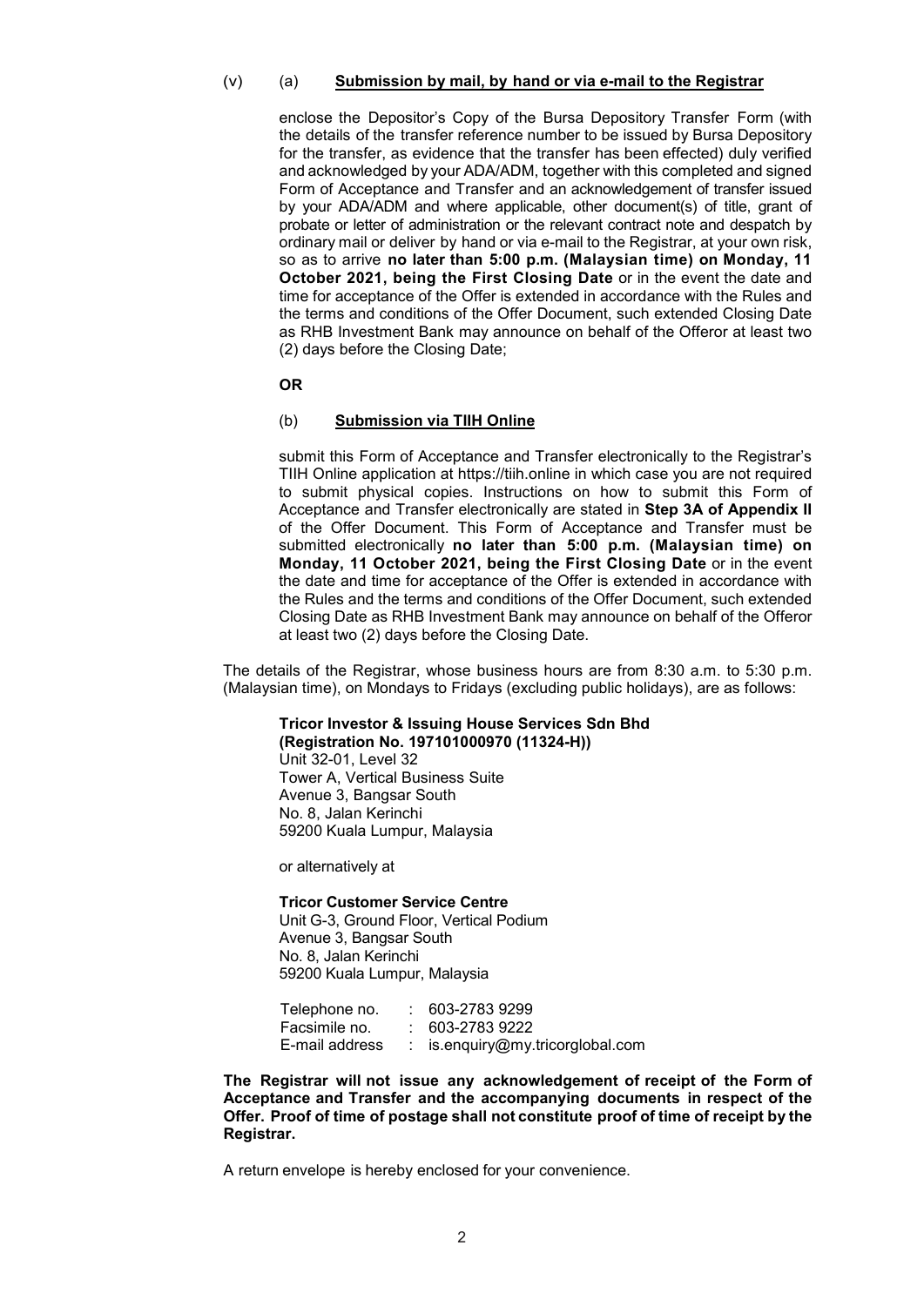(v) (a) **<u>Submission by mail, by hand or via e-mail to the Registrar</u>**

enclose the Depositor's Copy of the Bursa Depository Transfer Form (with the details of the transfer reference number to be issued by Bursa Depository for the transfer, as evidence that the transfer has been effected) duly verified and acknowledged by your ADA/ADM, together with this completed and signed Form of Acceptance and Transfer and an acknowledgement of transfer issued by your ADA/ADM and where applicable, other document(s) of title, grant of probate or letter of administration or the relevant contract note and despatch by ordinary mail or deliver by hand or via e-mail to the Registrar, at your own risk, so as to arrive **no later than 5:00 p.m. (Malaysian time) on Monday, 11 October 2021, being the First Closing Date** or in the event the date and time for acceptance of the Offer is extended in accordance with the Rules and the terms and conditions of the Offer Document, such extended Closing Date as RHB Investment Bank may announce on behalf of the Offeror at least two (2) days before the Closing Date;

**OR**

(b) **<u>Submission via TIIH Online</u>**

submit this Form of Acceptance and Transfer electronically to the Registrar's TIIH Online application at https://tiih.online in which case you are not required to submit physical copies. Instructions on how to submit this Form of Acceptance and Transfer electronically are stated in **Step 3A of Appendix II** of the Offer Document. This Form of Acceptance and Transfer must be submitted electronically **no later than 5:00 p.m. (Malaysian time) on Monday, 11 October 2021, being the First Closing Date** or in the event the date and time for acceptance of the Offer is extended in accordance with the Rules and the terms and conditions of the Offer Document, such extended Closing Date as RHB Investment Bank may announce on behalf of the Offeror at least two (2) days before the Closing Date.

The details of the Registrar, whose business hours are from 8:30 a.m. to 5:30 p.m. (Malaysian time), on Mondays to Fridays (excluding public holidays), are as follows:

**Tricor Investor & Issuing House Services Sdn Bhd**
**(Registration No. 197101000970 (11324-H))**
Unit 32-01, Level 32
Tower A, Vertical Business Suite
Avenue 3, Bangsar South
No. 8, Jalan Kerinchi
59200 Kuala Lumpur, Malaysia

or alternatively at

**Tricor Customer Service Centre**
Unit G-3, Ground Floor, Vertical Podium
Avenue 3, Bangsar South
No. 8, Jalan Kerinchi
59200 Kuala Lumpur, Malaysia

| | | |
|---|---|---|
| Telephone no. | : | 603-2783 9299 |
| Facsimile no. | : | 603-2783 9222 |
| E-mail address | : | is.enquiry@my.tricorglobal.com |

**The Registrar will not issue any acknowledgement of receipt of the Form of Acceptance and Transfer and the accompanying documents in respect of the Offer. Proof of time of postage shall not constitute proof of time of receipt by the Registrar.**

A return envelope is hereby enclosed for your convenience.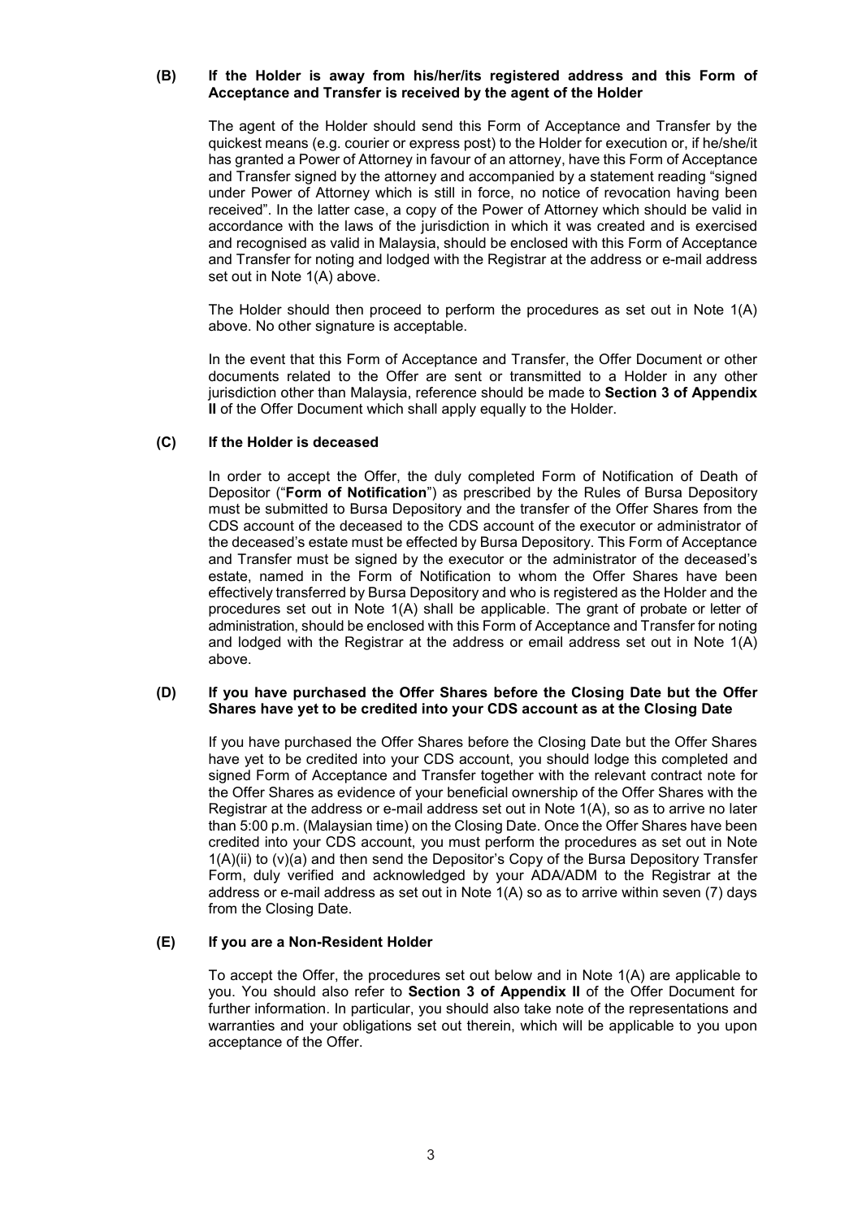**(B) If the Holder is away from his/her/its registered address and this Form of Acceptance and Transfer is received by the agent of the Holder**

The agent of the Holder should send this Form of Acceptance and Transfer by the quickest means (e.g. courier or express post) to the Holder for execution or, if he/she/it has granted a Power of Attorney in favour of an attorney, have this Form of Acceptance and Transfer signed by the attorney and accompanied by a statement reading "signed under Power of Attorney which is still in force, no notice of revocation having been received". In the latter case, a copy of the Power of Attorney which should be valid in accordance with the laws of the jurisdiction in which it was created and is exercised and recognised as valid in Malaysia, should be enclosed with this Form of Acceptance and Transfer for noting and lodged with the Registrar at the address or e-mail address set out in Note 1(A) above.

The Holder should then proceed to perform the procedures as set out in Note 1(A) above. No other signature is acceptable.

In the event that this Form of Acceptance and Transfer, the Offer Document or other documents related to the Offer are sent or transmitted to a Holder in any other jurisdiction other than Malaysia, reference should be made to **Section 3 of Appendix II** of the Offer Document which shall apply equally to the Holder.

**(C) If the Holder is deceased**

In order to accept the Offer, the duly completed Form of Notification of Death of Depositor ("**Form of Notification**") as prescribed by the Rules of Bursa Depository must be submitted to Bursa Depository and the transfer of the Offer Shares from the CDS account of the deceased to the CDS account of the executor or administrator of the deceased's estate must be effected by Bursa Depository. This Form of Acceptance and Transfer must be signed by the executor or the administrator of the deceased's estate, named in the Form of Notification to whom the Offer Shares have been effectively transferred by Bursa Depository and who is registered as the Holder and the procedures set out in Note 1(A) shall be applicable. The grant of probate or letter of administration, should be enclosed with this Form of Acceptance and Transfer for noting and lodged with the Registrar at the address or email address set out in Note 1(A) above.

**(D) If you have purchased the Offer Shares before the Closing Date but the Offer Shares have yet to be credited into your CDS account as at the Closing Date**

If you have purchased the Offer Shares before the Closing Date but the Offer Shares have yet to be credited into your CDS account, you should lodge this completed and signed Form of Acceptance and Transfer together with the relevant contract note for the Offer Shares as evidence of your beneficial ownership of the Offer Shares with the Registrar at the address or e-mail address set out in Note 1(A), so as to arrive no later than 5:00 p.m. (Malaysian time) on the Closing Date. Once the Offer Shares have been credited into your CDS account, you must perform the procedures as set out in Note 1(A)(ii) to (v)(a) and then send the Depositor's Copy of the Bursa Depository Transfer Form, duly verified and acknowledged by your ADA/ADM to the Registrar at the address or e-mail address as set out in Note 1(A) so as to arrive within seven (7) days from the Closing Date.

**(E) If you are a Non-Resident Holder**

To accept the Offer, the procedures set out below and in Note 1(A) are applicable to you. You should also refer to **Section 3 of Appendix II** of the Offer Document for further information. In particular, you should also take note of the representations and warranties and your obligations set out therein, which will be applicable to you upon acceptance of the Offer.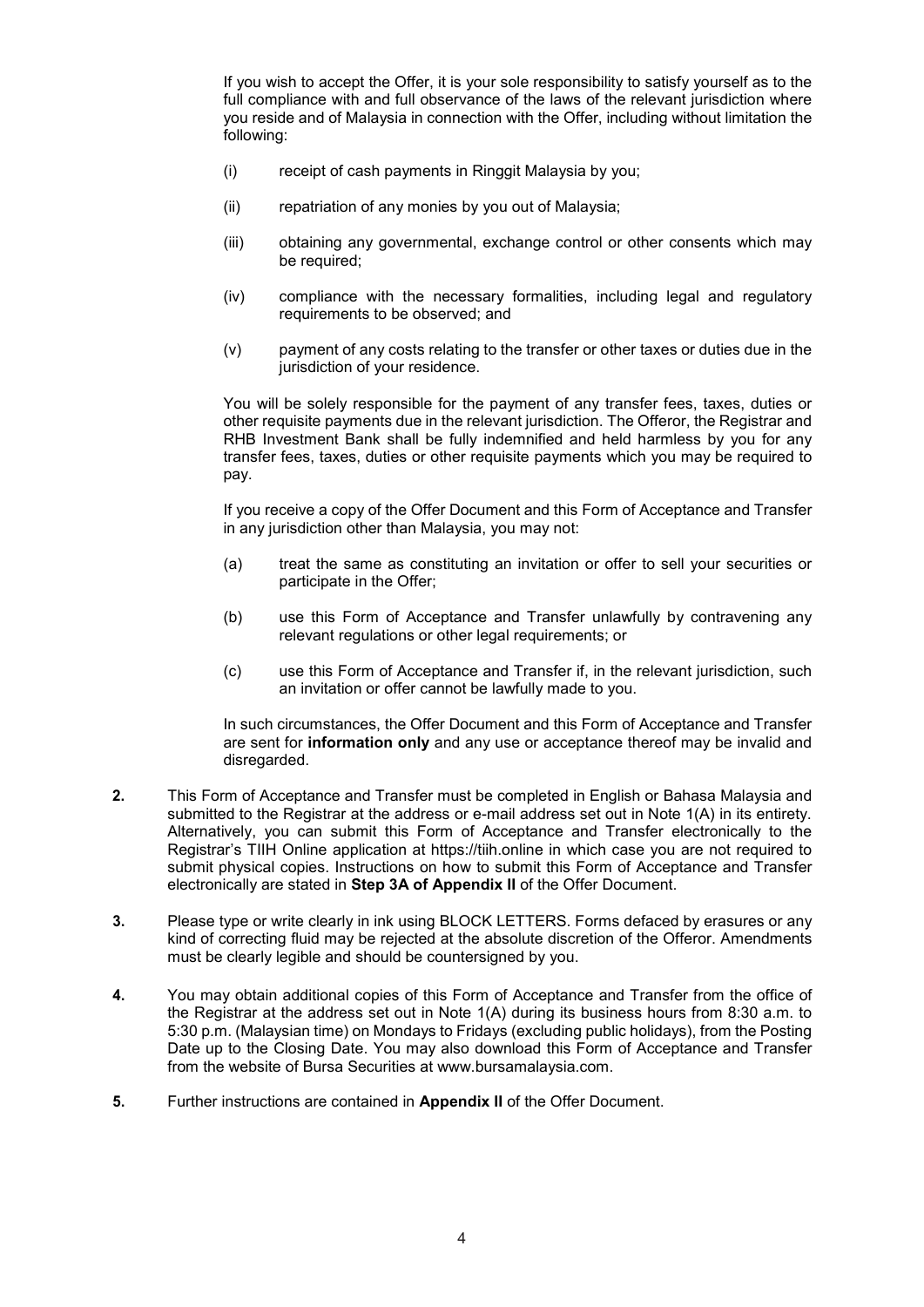If you wish to accept the Offer, it is your sole responsibility to satisfy yourself as to the full compliance with and full observance of the laws of the relevant jurisdiction where you reside and of Malaysia in connection with the Offer, including without limitation the following:

(i) receipt of cash payments in Ringgit Malaysia by you;

(ii) repatriation of any monies by you out of Malaysia;

(iii) obtaining any governmental, exchange control or other consents which may be required;

(iv) compliance with the necessary formalities, including legal and regulatory requirements to be observed; and

(v) payment of any costs relating to the transfer or other taxes or duties due in the jurisdiction of your residence.

You will be solely responsible for the payment of any transfer fees, taxes, duties or other requisite payments due in the relevant jurisdiction. The Offeror, the Registrar and RHB Investment Bank shall be fully indemnified and held harmless by you for any transfer fees, taxes, duties or other requisite payments which you may be required to pay.

If you receive a copy of the Offer Document and this Form of Acceptance and Transfer in any jurisdiction other than Malaysia, you may not:

(a) treat the same as constituting an invitation or offer to sell your securities or participate in the Offer;

(b) use this Form of Acceptance and Transfer unlawfully by contravening any relevant regulations or other legal requirements; or

(c) use this Form of Acceptance and Transfer if, in the relevant jurisdiction, such an invitation or offer cannot be lawfully made to you.

In such circumstances, the Offer Document and this Form of Acceptance and Transfer are sent for **information only** and any use or acceptance thereof may be invalid and disregarded.

**2.** This Form of Acceptance and Transfer must be completed in English or Bahasa Malaysia and submitted to the Registrar at the address or e-mail address set out in Note 1(A) in its entirety. Alternatively, you can submit this Form of Acceptance and Transfer electronically to the Registrar's TIIH Online application at https://tiih.online in which case you are not required to submit physical copies. Instructions on how to submit this Form of Acceptance and Transfer electronically are stated in **Step 3A of Appendix II** of the Offer Document.

**3.** Please type or write clearly in ink using BLOCK LETTERS. Forms defaced by erasures or any kind of correcting fluid may be rejected at the absolute discretion of the Offeror. Amendments must be clearly legible and should be countersigned by you.

**4.** You may obtain additional copies of this Form of Acceptance and Transfer from the office of the Registrar at the address set out in Note 1(A) during its business hours from 8:30 a.m. to 5:30 p.m. (Malaysian time) on Mondays to Fridays (excluding public holidays), from the Posting Date up to the Closing Date. You may also download this Form of Acceptance and Transfer from the website of Bursa Securities at www.bursamalaysia.com.

**5.** Further instructions are contained in **Appendix II** of the Offer Document.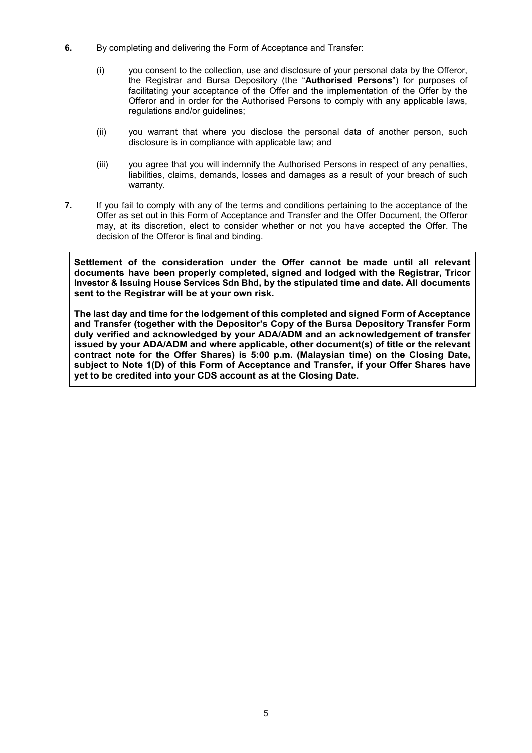**6.** By completing and delivering the Form of Acceptance and Transfer:

(i) you consent to the collection, use and disclosure of your personal data by the Offeror, the Registrar and Bursa Depository (the "**Authorised Persons**") for purposes of facilitating your acceptance of the Offer and the implementation of the Offer by the Offeror and in order for the Authorised Persons to comply with any applicable laws, regulations and/or guidelines;

(ii) you warrant that where you disclose the personal data of another person, such disclosure is in compliance with applicable law; and

(iii) you agree that you will indemnify the Authorised Persons in respect of any penalties, liabilities, claims, demands, losses and damages as a result of your breach of such warranty.

**7.** If you fail to comply with any of the terms and conditions pertaining to the acceptance of the Offer as set out in this Form of Acceptance and Transfer and the Offer Document, the Offeror may, at its discretion, elect to consider whether or not you have accepted the Offer. The decision of the Offeror is final and binding.

**Settlement of the consideration under the Offer cannot be made until all relevant documents have been properly completed, signed and lodged with the Registrar, Tricor Investor & Issuing House Services Sdn Bhd, by the stipulated time and date. All documents sent to the Registrar will be at your own risk.**

**The last day and time for the lodgement of this completed and signed Form of Acceptance and Transfer (together with the Depositor's Copy of the Bursa Depository Transfer Form duly verified and acknowledged by your ADA/ADM and an acknowledgement of transfer issued by your ADA/ADM and where applicable, other document(s) of title or the relevant contract note for the Offer Shares) is 5:00 p.m. (Malaysian time) on the Closing Date, subject to Note 1(D) of this Form of Acceptance and Transfer, if your Offer Shares have yet to be credited into your CDS account as at the Closing Date.**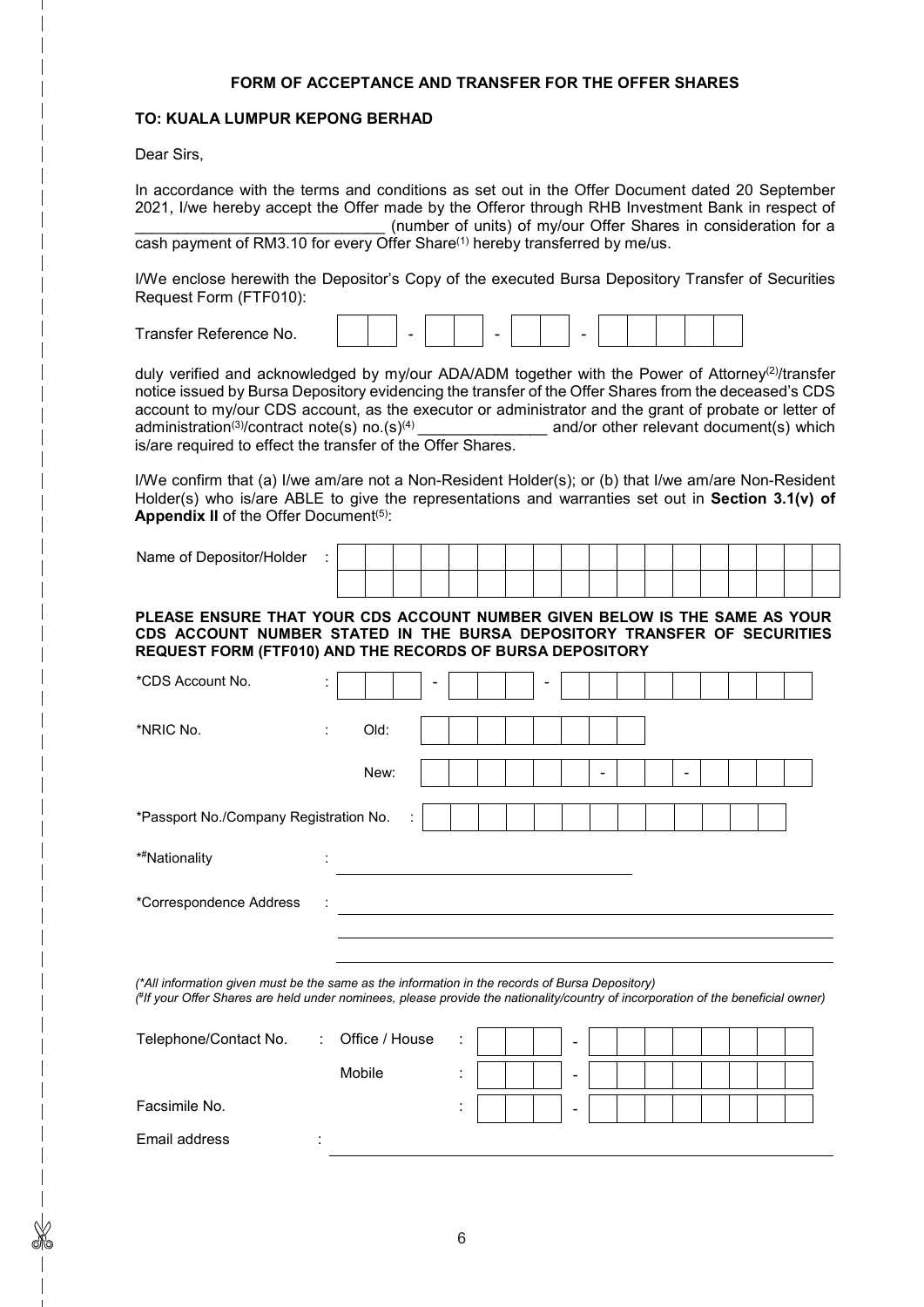**FORM OF ACCEPTANCE AND TRANSFER FOR THE OFFER SHARES**

**TO: KUALA LUMPUR KEPONG BERHAD**

Dear Sirs,

In accordance with the terms and conditions as set out in the Offer Document dated 20 September 2021, I/we hereby accept the Offer made by the Offeror through RHB Investment Bank in respect of ______________________________ (number of units) of my/our Offer Shares in consideration for a cash payment of RM3.10 for every Offer Share[1] hereby transferred by me/us.

I/We enclose herewith the Depositor's Copy of the executed Bursa Depository Transfer of Securities Request Form (FTF010):

Transfer Reference No. ___ - ___ - ___ - ______

duly verified and acknowledged by my/our ADA/ADM together with the Power of Attorney[2]/transfer notice issued by Bursa Depository evidencing the transfer of the Offer Shares from the deceased's CDS account to my/our CDS account, as the executor or administrator and the grant of probate or letter of administration[3]/contract note(s) no.(s)[4] _______________ and/or other relevant document(s) which is/are required to effect the transfer of the Offer Shares.

I/We confirm that (a) I/we am/are not a Non-Resident Holder(s); or (b) that I/we am/are Non-Resident Holder(s) who is/are ABLE to give the representations and warranties set out in **Section 3.1(v) of Appendix II** of the Offer Document[5]:

Name of Depositor/Holder : ____________________

**PLEASE ENSURE THAT YOUR CDS ACCOUNT NUMBER GIVEN BELOW IS THE SAME AS YOUR CDS ACCOUNT NUMBER STATED IN THE BURSA DEPOSITORY TRANSFER OF SECURITIES REQUEST FORM (FTF010) AND THE RECORDS OF BURSA DEPOSITORY**

*CDS Account No. : ___ - ___ - _________

*NRIC No. : Old: _________

New: ______ - ___ - _____

*Passport No./Company Registration No. : ____________

*#Nationality : ____________________

*Correspondence Address : ____________________

(*All information given must be the same as the information in the records of Bursa Depository)
(#If your Offer Shares are held under nominees, please provide the nationality/country of incorporation of the beneficial owner)

Telephone/Contact No. : Office / House : ___ - ________

Mobile : ___ - ________

Facsimile No. : ___ - ________

Email address : ____________________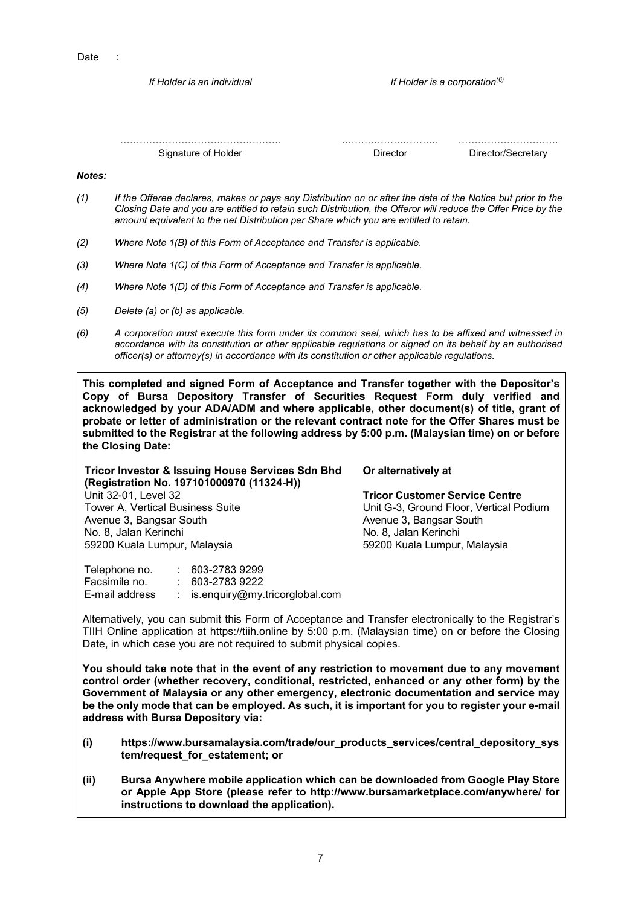Date :

| If Holder is an individual | If Holder is a corporation[(6)] | |
|---|---|---|
| ………………………………………….. | ………………………… | ………………………… |
| Signature of Holder | Director | Director/Secretary |

***Notes:***

*(1) If the Offeree declares, makes or pays any Distribution on or after the date of the Notice but prior to the Closing Date and you are entitled to retain such Distribution, the Offeror will reduce the Offer Price by the amount equivalent to the net Distribution per Share which you are entitled to retain.*

*(2) Where Note 1(B) of this Form of Acceptance and Transfer is applicable.*

*(3) Where Note 1(C) of this Form of Acceptance and Transfer is applicable.*

*(4) Where Note 1(D) of this Form of Acceptance and Transfer is applicable.*

*(5) Delete (a) or (b) as applicable.*

*(6) A corporation must execute this form under its common seal, which has to be affixed and witnessed in accordance with its constitution or other applicable regulations or signed on its behalf by an authorised officer(s) or attorney(s) in accordance with its constitution or other applicable regulations.*

**This completed and signed Form of Acceptance and Transfer together with the Depositor's Copy of Bursa Depository Transfer of Securities Request Form duly verified and acknowledged by your ADA/ADM and where applicable, other document(s) of title, grant of probate or letter of administration or the relevant contract note for the Offer Shares must be submitted to the Registrar at the following address by 5:00 p.m. (Malaysian time) on or before the Closing Date:**

**Tricor Investor & Issuing House Services Sdn Bhd**
**(Registration No. 197101000970 (11324-H))**
Unit 32-01, Level 32
Tower A, Vertical Business Suite
Avenue 3, Bangsar South
No. 8, Jalan Kerinchi
59200 Kuala Lumpur, Malaysia

**Or alternatively at**

**Tricor Customer Service Centre**
Unit G-3, Ground Floor, Vertical Podium
Avenue 3, Bangsar South
No. 8, Jalan Kerinchi
59200 Kuala Lumpur, Malaysia

Telephone no. : 603-2783 9299
Facsimile no. : 603-2783 9222
E-mail address : is.enquiry@my.tricorglobal.com

Alternatively, you can submit this Form of Acceptance and Transfer electronically to the Registrar's TIIH Online application at https://tiih.online by 5:00 p.m. (Malaysian time) on or before the Closing Date, in which case you are not required to submit physical copies.

**You should take note that in the event of any restriction to movement due to any movement control order (whether recovery, conditional, restricted, enhanced or any other form) by the Government of Malaysia or any other emergency, electronic documentation and service may be the only mode that can be employed. As such, it is important for you to register your e-mail address with Bursa Depository via:**

**(i) https://www.bursamalaysia.com/trade/our_products_services/central_depository_system/request_for_estatement; or**

**(ii) Bursa Anywhere mobile application which can be downloaded from Google Play Store or Apple App Store (please refer to http://www.bursamarketplace.com/anywhere/ for instructions to download the application).**